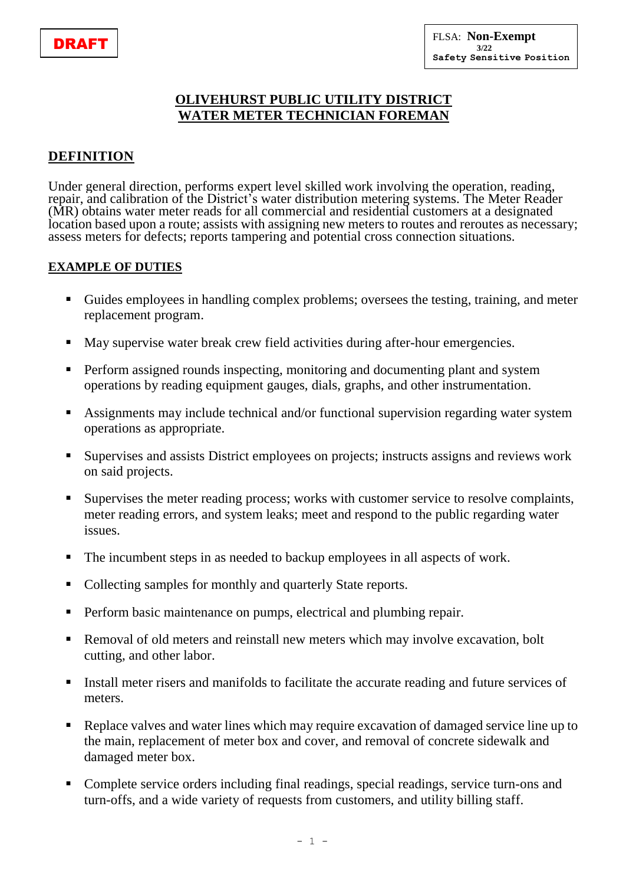**DRAFT**

FLSA: **Non-Exempt**
3/22
Safety Sensitive Position

# OLIVEHURST PUBLIC UTILITY DISTRICT
# WATER METER TECHNICIAN FOREMAN

## DEFINITION

Under general direction, performs expert level skilled work involving the operation, reading, repair, and calibration of the District's water distribution metering systems. The Meter Reader (MR) obtains water meter reads for all commercial and residential customers at a designated location based upon a route; assists with assigning new meters to routes and reroutes as necessary; assess meters for defects; reports tampering and potential cross connection situations.

## EXAMPLE OF DUTIES

- Guides employees in handling complex problems; oversees the testing, training, and meter replacement program.
- May supervise water break crew field activities during after-hour emergencies.
- Perform assigned rounds inspecting, monitoring and documenting plant and system operations by reading equipment gauges, dials, graphs, and other instrumentation.
- Assignments may include technical and/or functional supervision regarding water system operations as appropriate.
- Supervises and assists District employees on projects; instructs assigns and reviews work on said projects.
- Supervises the meter reading process; works with customer service to resolve complaints, meter reading errors, and system leaks; meet and respond to the public regarding water issues.
- The incumbent steps in as needed to backup employees in all aspects of work.
- Collecting samples for monthly and quarterly State reports.
- Perform basic maintenance on pumps, electrical and plumbing repair.
- Removal of old meters and reinstall new meters which may involve excavation, bolt cutting, and other labor.
- Install meter risers and manifolds to facilitate the accurate reading and future services of meters.
- Replace valves and water lines which may require excavation of damaged service line up to the main, replacement of meter box and cover, and removal of concrete sidewalk and damaged meter box.
- Complete service orders including final readings, special readings, service turn-ons and turn-offs, and a wide variety of requests from customers, and utility billing staff.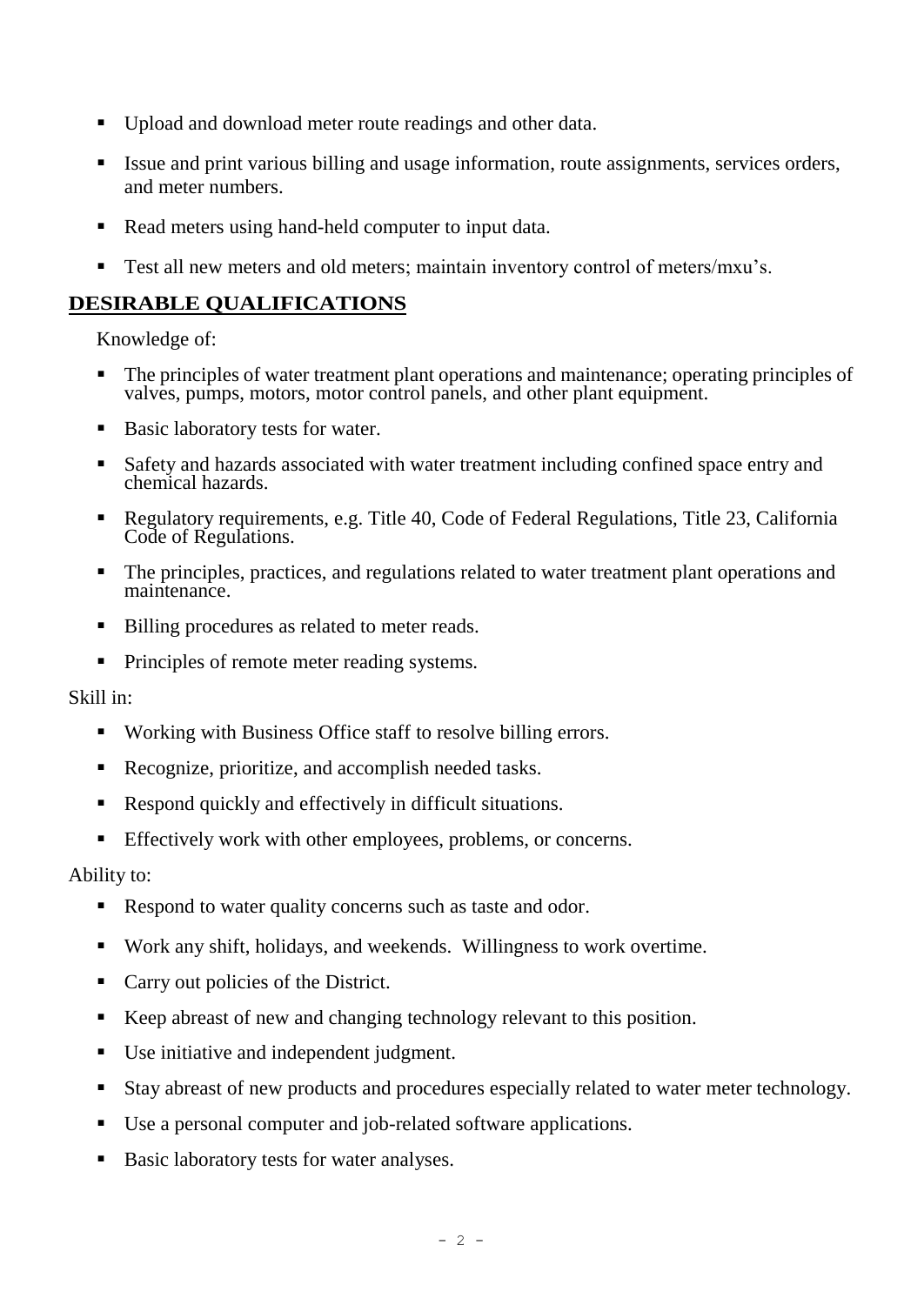- Upload and download meter route readings and other data.
- Issue and print various billing and usage information, route assignments, services orders, and meter numbers.
- Read meters using hand-held computer to input data.
- Test all new meters and old meters; maintain inventory control of meters/mxu's.

## DESIRABLE QUALIFICATIONS

Knowledge of:

- The principles of water treatment plant operations and maintenance; operating principles of valves, pumps, motors, motor control panels, and other plant equipment.
- Basic laboratory tests for water.
- Safety and hazards associated with water treatment including confined space entry and chemical hazards.
- Regulatory requirements, e.g. Title 40, Code of Federal Regulations, Title 23, California Code of Regulations.
- The principles, practices, and regulations related to water treatment plant operations and maintenance.
- Billing procedures as related to meter reads.
- Principles of remote meter reading systems.

Skill in:

- Working with Business Office staff to resolve billing errors.
- Recognize, prioritize, and accomplish needed tasks.
- Respond quickly and effectively in difficult situations.
- Effectively work with other employees, problems, or concerns.

Ability to:

- Respond to water quality concerns such as taste and odor.
- Work any shift, holidays, and weekends. Willingness to work overtime.
- Carry out policies of the District.
- Keep abreast of new and changing technology relevant to this position.
- Use initiative and independent judgment.
- Stay abreast of new products and procedures especially related to water meter technology.
- Use a personal computer and job-related software applications.
- Basic laboratory tests for water analyses.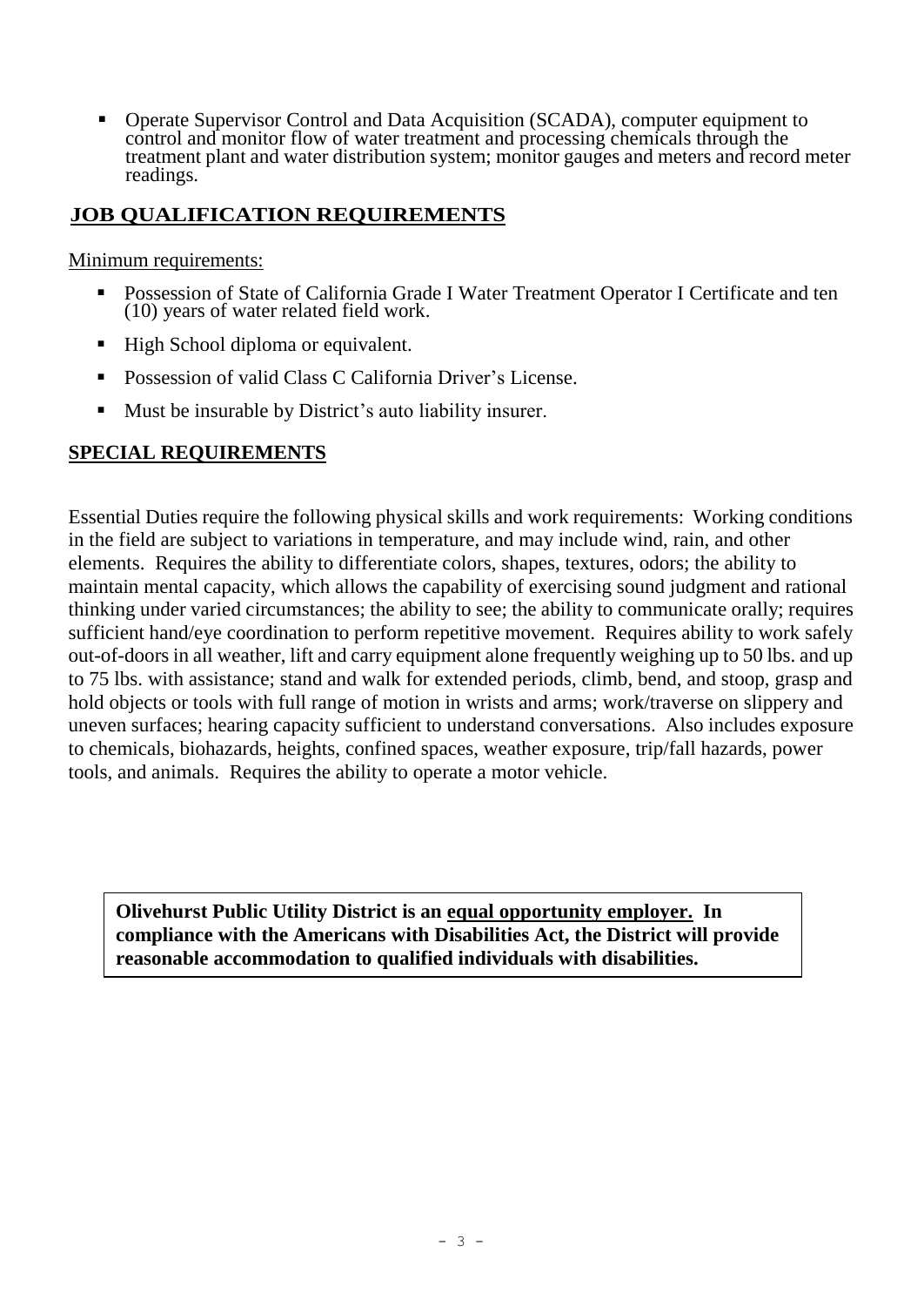- Operate Supervisor Control and Data Acquisition (SCADA), computer equipment to control and monitor flow of water treatment and processing chemicals through the treatment plant and water distribution system; monitor gauges and meters and record meter readings.

## JOB QUALIFICATION REQUIREMENTS

Minimum requirements:

- Possession of State of California Grade I Water Treatment Operator I Certificate and ten (10) years of water related field work.
- High School diploma or equivalent.
- Possession of valid Class C California Driver's License.
- Must be insurable by District's auto liability insurer.

## SPECIAL REQUIREMENTS

Essential Duties require the following physical skills and work requirements: Working conditions in the field are subject to variations in temperature, and may include wind, rain, and other elements. Requires the ability to differentiate colors, shapes, textures, odors; the ability to maintain mental capacity, which allows the capability of exercising sound judgment and rational thinking under varied circumstances; the ability to see; the ability to communicate orally; requires sufficient hand/eye coordination to perform repetitive movement. Requires ability to work safely out-of-doors in all weather, lift and carry equipment alone frequently weighing up to 50 lbs. and up to 75 lbs. with assistance; stand and walk for extended periods, climb, bend, and stoop, grasp and hold objects or tools with full range of motion in wrists and arms; work/traverse on slippery and uneven surfaces; hearing capacity sufficient to understand conversations. Also includes exposure to chemicals, biohazards, heights, confined spaces, weather exposure, trip/fall hazards, power tools, and animals. Requires the ability to operate a motor vehicle.

**Olivehurst Public Utility District is an equal opportunity employer. In compliance with the Americans with Disabilities Act, the District will provide reasonable accommodation to qualified individuals with disabilities.**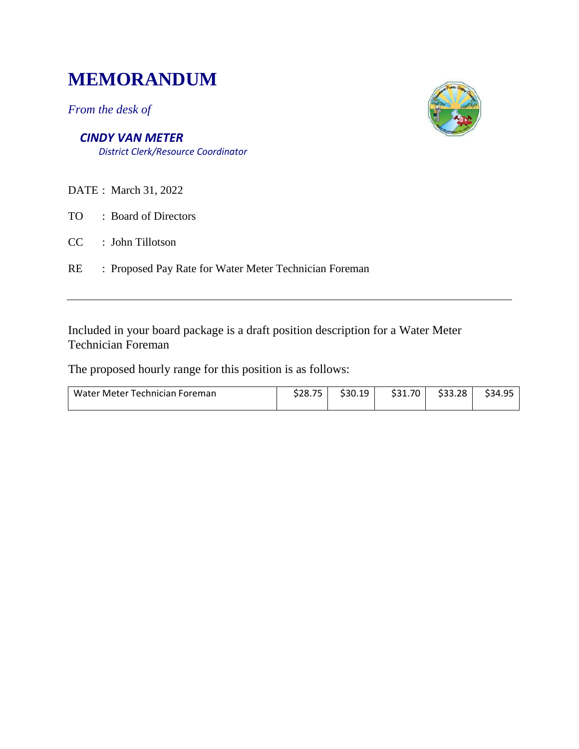# MEMORANDUM

*From the desk of*

***CINDY VAN METER***
*District Clerk/Resource Coordinator*

DATE : March 31, 2022

TO : Board of Directors

CC : John Tillotson

RE : Proposed Pay Rate for Water Meter Technician Foreman

---

Included in your board package is a draft position description for a Water Meter Technician Foreman

The proposed hourly range for this position is as follows:

| | | | | | |
|---|---|---|---|---|---|
| Water Meter Technician Foreman | $28.75 | $30.19 | $31.70 | $33.28 | $34.95 |